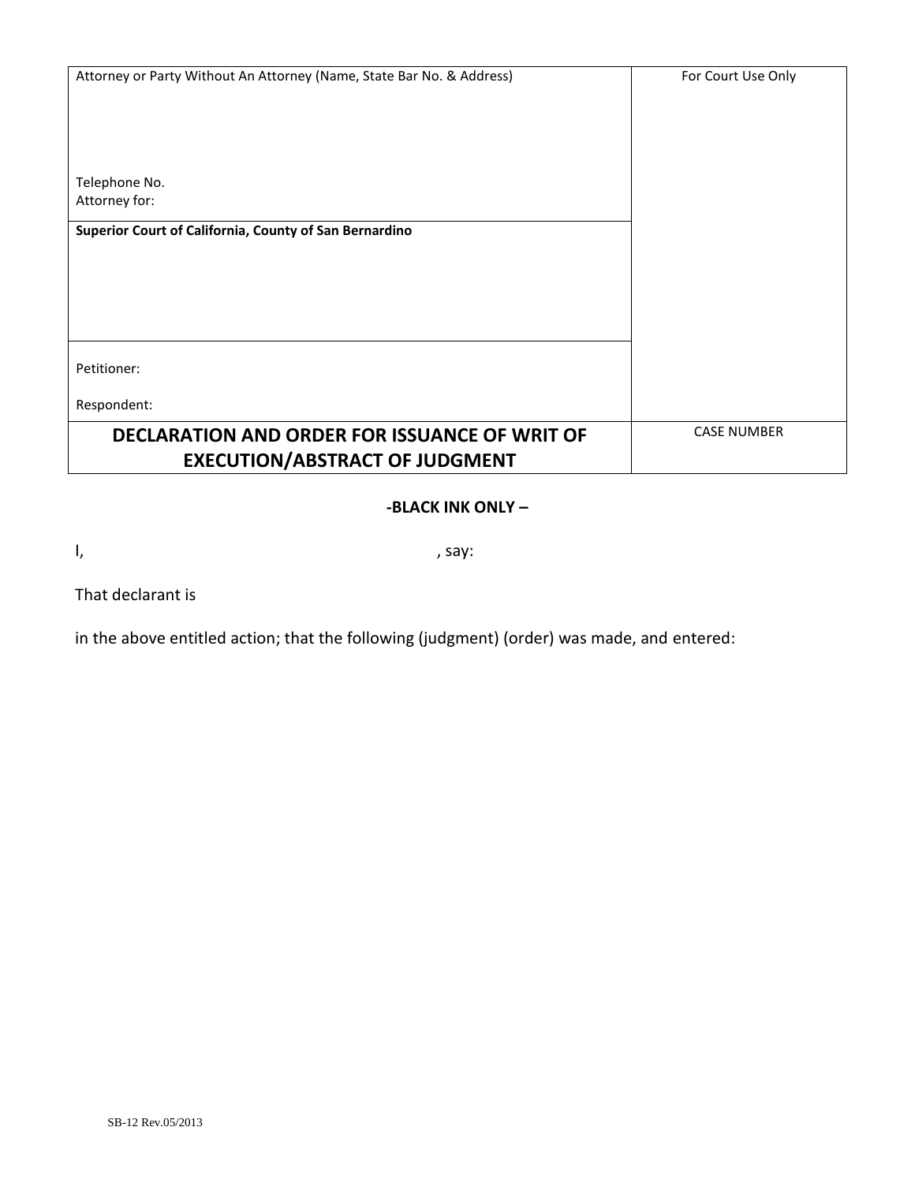| Attorney or Party Without An Attorney (Name, State Bar No. & Address)<br><br>Telephone No.<br>Attorney for: | For Court Use Only |
|---|---|
| **Superior Court of California, County of San Bernardino** | |
| Petitioner:<br><br>Respondent: | |
| **DECLARATION AND ORDER FOR ISSUANCE OF WRIT OF EXECUTION/ABSTRACT OF JUDGMENT** | CASE NUMBER |

**-BLACK INK ONLY –**

I, , say:

That declarant is

in the above entitled action; that the following (judgment) (order) was made, and entered:

SB-12 Rev.05/2013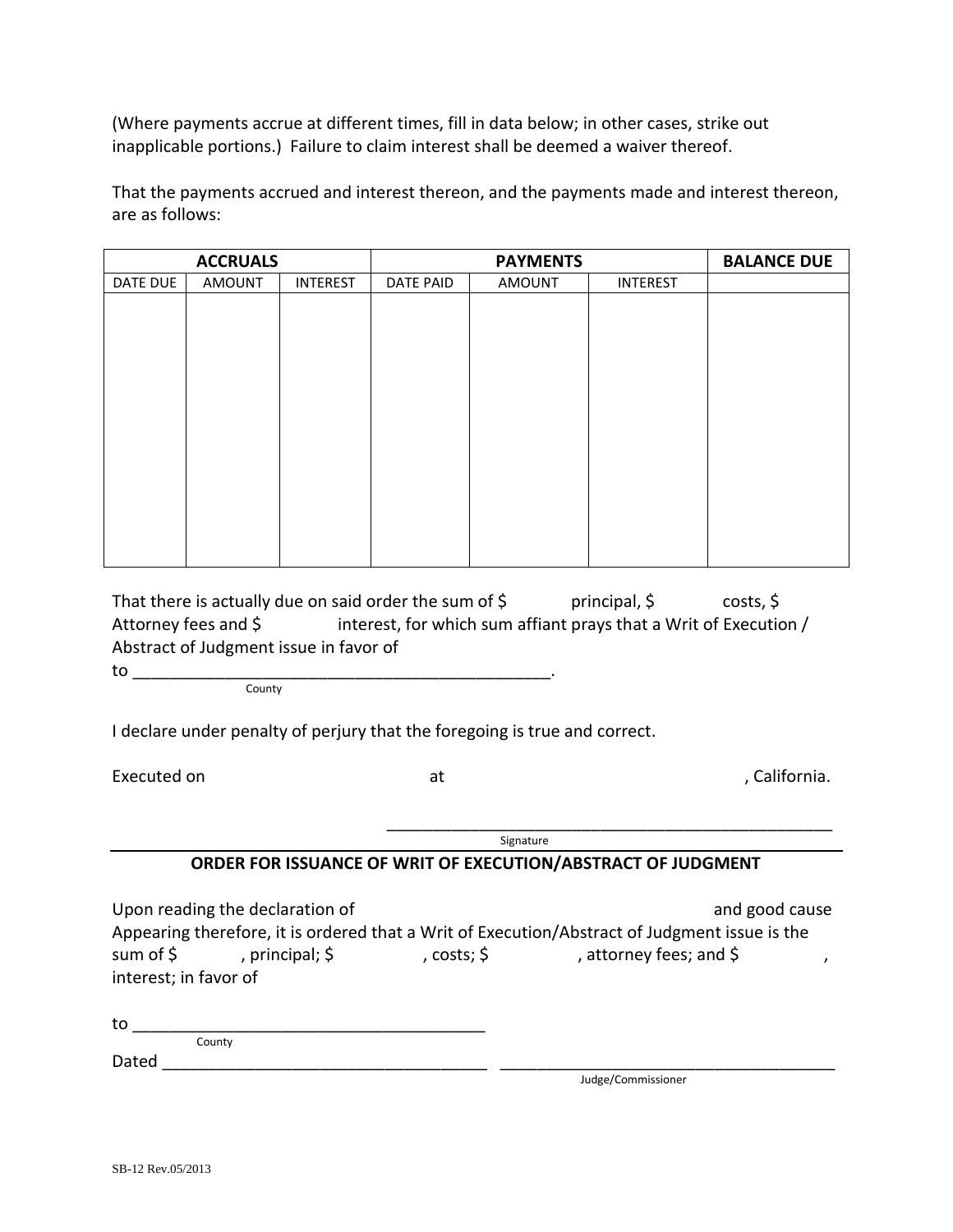(Where payments accrue at different times, fill in data below; in other cases, strike out inapplicable portions.) Failure to claim interest shall be deemed a waiver thereof.

That the payments accrued and interest thereon, and the payments made and interest thereon, are as follows:

| ACCRUALS | | | PAYMENTS | | | BALANCE DUE |
|---|---|---|---|---|---|---|
| DATE DUE | AMOUNT | INTEREST | DATE PAID | AMOUNT | INTEREST | |
| | | | | | | |

That there is actually due on said order the sum of $ principal, $ costs, $ Attorney fees and $ interest, for which sum affiant prays that a Writ of Execution / Abstract of Judgment issue in favor of

to ____________________________________________.
County

I declare under penalty of perjury that the foregoing is true and correct.

Executed on at , California.

_______________________________________________
Signature

**ORDER FOR ISSUANCE OF WRIT OF EXECUTION/ABSTRACT OF JUDGMENT**

Upon reading the declaration of and good cause Appearing therefore, it is ordered that a Writ of Execution/Abstract of Judgment issue is the sum of $ , principal; $ , costs; $ , attorney fees; and $ , interest; in favor of

to _____________________________________
County

Dated ___________________________________ ___________________________________
Judge/Commissioner

SB-12 Rev.05/2013